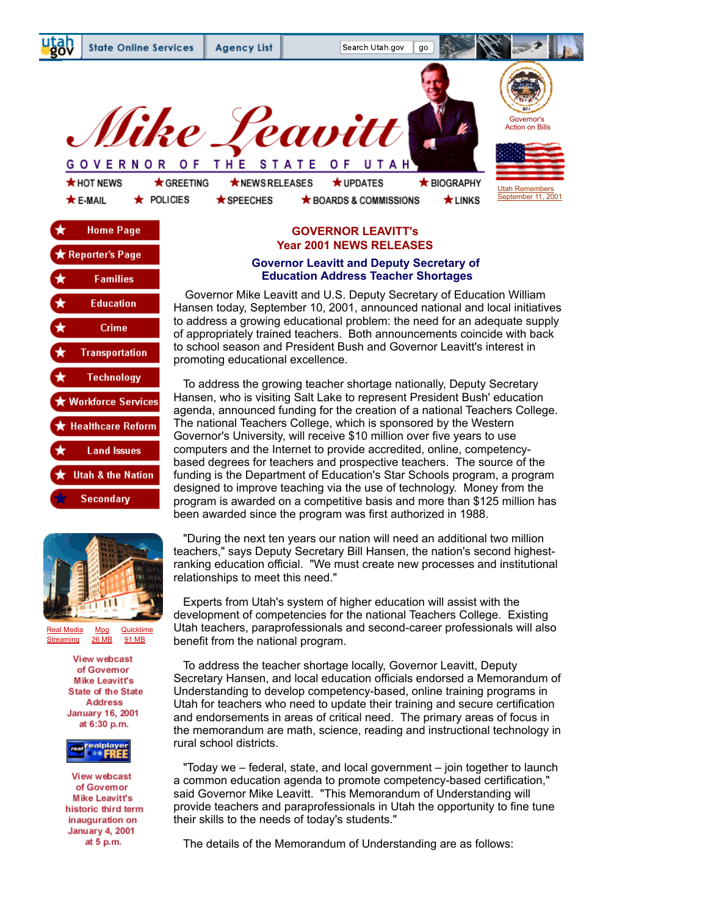utah.gov | State Online Services | Agency List | Search Utah.gov go

# Mike Leavitt

GOVERNOR OF THE STATE OF UTAH

Governor's Action on Bills

Utah Remembers September 11, 2001

★HOT NEWS ★GREETING ★NEWS RELEASES ★UPDATES ★BIOGRAPHY
★E-MAIL ★POLICIES ★SPEECHES ★BOARDS & COMMISSIONS ★LINKS

- Home Page
- Reporter's Page
- Families
- Education
- Crime
- Transportation
- Technology
- Workforce Services
- Healthcare Reform
- Land Issues
- Utah & the Nation
- Secondary

Real Media Streaming | Mpg 26 MB | Quicktime 91 MB

View webcast of Governor Mike Leavitt's State of the State Address January 16, 2001 at 6:30 p.m.

realplayer FREE

View webcast of Governor Mike Leavitt's historic third term inauguration on January 4, 2001 at 5 p.m.

## GOVERNOR LEAVITT's Year 2001 NEWS RELEASES

### Governor Leavitt and Deputy Secretary of Education Address Teacher Shortages

Governor Mike Leavitt and U.S. Deputy Secretary of Education William Hansen today, September 10, 2001, announced national and local initiatives to address a growing educational problem: the need for an adequate supply of appropriately trained teachers. Both announcements coincide with back to school season and President Bush and Governor Leavitt's interest in promoting educational excellence.

To address the growing teacher shortage nationally, Deputy Secretary Hansen, who is visiting Salt Lake to represent President Bush' education agenda, announced funding for the creation of a national Teachers College. The national Teachers College, which is sponsored by the Western Governor's University, will receive $10 million over five years to use computers and the Internet to provide accredited, online, competency-based degrees for teachers and prospective teachers. The source of the funding is the Department of Education's Star Schools program, a program designed to improve teaching via the use of technology. Money from the program is awarded on a competitive basis and more than $125 million has been awarded since the program was first authorized in 1988.

"During the next ten years our nation will need an additional two million teachers," says Deputy Secretary Bill Hansen, the nation's second highest-ranking education official. "We must create new processes and institutional relationships to meet this need."

Experts from Utah's system of higher education will assist with the development of competencies for the national Teachers College. Existing Utah teachers, paraprofessionals and second-career professionals will also benefit from the national program.

To address the teacher shortage locally, Governor Leavitt, Deputy Secretary Hansen, and local education officials endorsed a Memorandum of Understanding to develop competency-based, online training programs in Utah for teachers who need to update their training and secure certification and endorsements in areas of critical need. The primary areas of focus in the memorandum are math, science, reading and instructional technology in rural school districts.

"Today we – federal, state, and local government – join together to launch a common education agenda to promote competency-based certification," said Governor Mike Leavitt. "This Memorandum of Understanding will provide teachers and paraprofessionals in Utah the opportunity to fine tune their skills to the needs of today's students."

The details of the Memorandum of Understanding are as follows: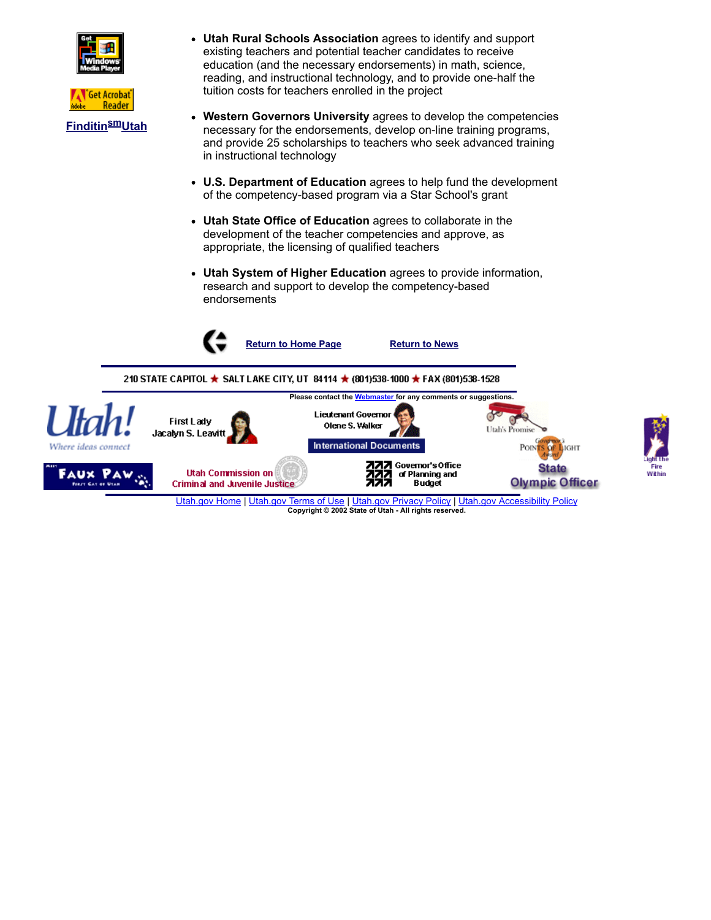Get Windows Media Player

Get Acrobat Reader

Findit in Utah

- **Utah Rural Schools Association** agrees to identify and support existing teachers and potential teacher candidates to receive education (and the necessary endorsements) in math, science, reading, and instructional technology, and to provide one-half the tuition costs for teachers enrolled in the project
- **Western Governors University** agrees to develop the competencies necessary for the endorsements, develop on-line training programs, and provide 25 scholarships to teachers who seek advanced training in instructional technology
- **U.S. Department of Education** agrees to help fund the development of the competency-based program via a Star School's grant
- **Utah State Office of Education** agrees to collaborate in the development of the teacher competencies and approve, as appropriate, the licensing of qualified teachers
- **Utah System of Higher Education** agrees to provide information, research and support to develop the competency-based endorsements

Return to Home Page     Return to News

210 STATE CAPITOL ★ SALT LAKE CITY, UT 84114 ★ (801)538-1000 ★ FAX (801)538-1528

Please contact the Webmaster for any comments or suggestions.

Utah! Where ideas connect | First Lady Jacalyn S. Leavitt | Lieutenant Governor Olene S. Walker | International Documents | Utah's Promise | Governor's Points of Light Award | Light the Fire Within

Faux Paw | Utah Commission on Criminal and Juvenile Justice | Governor's Office of Planning and Budget | State Olympic Officer

Utah.gov Home | Utah.gov Terms of Use | Utah.gov Privacy Policy | Utah.gov Accessibility Policy

Copyright © 2002 State of Utah - All rights reserved.